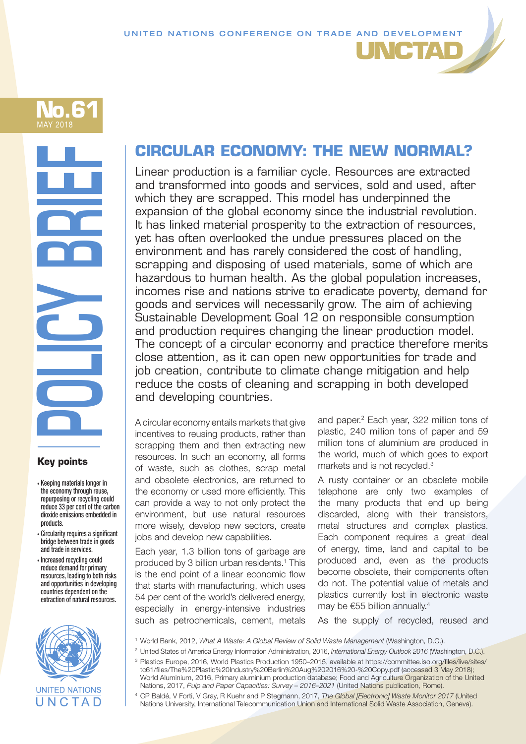UNITED NATIONS CONFERENCE ON TRADE AND DEVELOPMENT

UNCTAD

**No.61**
MAY 2018

POLICY BRIEF

# CIRCULAR ECONOMY: THE NEW NORMAL?

Linear production is a familiar cycle. Resources are extracted and transformed into goods and services, sold and used, after which they are scrapped. This model has underpinned the expansion of the global economy since the industrial revolution. It has linked material prosperity to the extraction of resources, yet has often overlooked the undue pressures placed on the environment and has rarely considered the cost of handling, scrapping and disposing of used materials, some of which are hazardous to human health. As the global population increases, incomes rise and nations strive to eradicate poverty, demand for goods and services will necessarily grow. The aim of achieving Sustainable Development Goal 12 on responsible consumption and production requires changing the linear production model. The concept of a circular economy and practice therefore merits close attention, as it can open new opportunities for trade and job creation, contribute to climate change mitigation and help reduce the costs of cleaning and scrapping in both developed and developing countries.

## Key points

- Keeping materials longer in the economy through reuse, repurposing or recycling could reduce 33 per cent of the carbon dioxide emissions embedded in products.
- Circularity requires a significant bridge between trade in goods and trade in services.
- Increased recycling could reduce demand for primary resources, leading to both risks and opportunities in developing countries dependent on the extraction of natural resources.

A circular economy entails markets that give incentives to reusing products, rather than scrapping them and then extracting new resources. In such an economy, all forms of waste, such as clothes, scrap metal and obsolete electronics, are returned to the economy or used more efficiently. This can provide a way to not only protect the environment, but use natural resources more wisely, develop new sectors, create jobs and develop new capabilities.

Each year, 1.3 billion tons of garbage are produced by 3 billion urban residents.[1] This is the end point of a linear economic flow that starts with manufacturing, which uses 54 per cent of the world's delivered energy, especially in energy-intensive industries such as petrochemicals, cement, metals and paper.[2] Each year, 322 million tons of plastic, 240 million tons of paper and 59 million tons of aluminium are produced in the world, much of which goes to export markets and is not recycled.[3]

A rusty container or an obsolete mobile telephone are only two examples of the many products that end up being discarded, along with their transistors, metal structures and complex plastics. Each component requires a great deal of energy, time, land and capital to be produced and, even as the products become obsolete, their components often do not. The potential value of metals and plastics currently lost in electronic waste may be €55 billion annually.[4]

As the supply of recycled, reused and

[1] World Bank, 2012, *What A Waste: A Global Review of Solid Waste Management* (Washington, D.C.).

[2] United States of America Energy Information Administration, 2016, *International Energy Outlook 2016* (Washington, D.C.).

[3] Plastics Europe, 2016, World Plastics Production 1950–2015, available at https://committee.iso.org/files/live/sites/tc61/files/The%20Plastic%20Industry%20Berlin%20Aug%202016%20-%20Copy.pdf (accessed 3 May 2018); World Aluminium, 2016, Primary aluminium production database; Food and Agriculture Organization of the United Nations, 2017, *Pulp and Paper Capacities: Survey – 2016–2021* (United Nations publication, Rome).

[4] CP Baldé, V Forti, V Gray, R Kuehr and P Stegmann, 2017, *The Global [Electronic] Waste Monitor 2017* (United Nations University, International Telecommunication Union and International Solid Waste Association, Geneva).

UNITED NATIONS
UNCTAD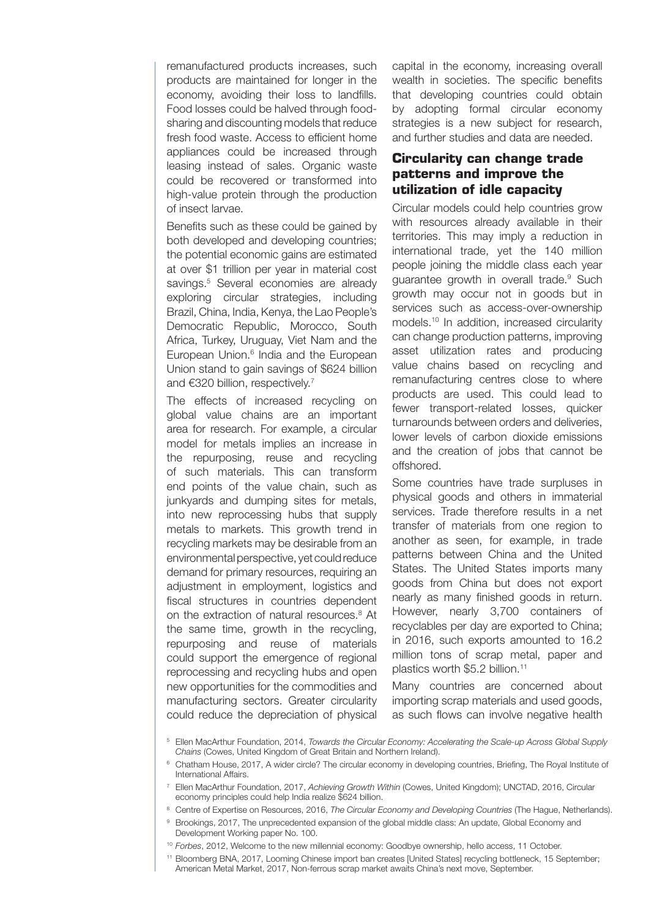remanufactured products increases, such products are maintained for longer in the economy, avoiding their loss to landfills. Food losses could be halved through food-sharing and discounting models that reduce fresh food waste. Access to efficient home appliances could be increased through leasing instead of sales. Organic waste could be recovered or transformed into high-value protein through the production of insect larvae.

Benefits such as these could be gained by both developed and developing countries; the potential economic gains are estimated at over $1 trillion per year in material cost savings.[5] Several economies are already exploring circular strategies, including Brazil, China, India, Kenya, the Lao People's Democratic Republic, Morocco, South Africa, Turkey, Uruguay, Viet Nam and the European Union.[6] India and the European Union stand to gain savings of $624 billion and €320 billion, respectively.[7]

The effects of increased recycling on global value chains are an important area for research. For example, a circular model for metals implies an increase in the repurposing, reuse and recycling of such materials. This can transform end points of the value chain, such as junkyards and dumping sites for metals, into new reprocessing hubs that supply metals to markets. This growth trend in recycling markets may be desirable from an environmental perspective, yet could reduce demand for primary resources, requiring an adjustment in employment, logistics and fiscal structures in countries dependent on the extraction of natural resources.[8] At the same time, growth in the recycling, repurposing and reuse of materials could support the emergence of regional reprocessing and recycling hubs and open new opportunities for the commodities and manufacturing sectors. Greater circularity could reduce the depreciation of physical capital in the economy, increasing overall wealth in societies. The specific benefits that developing countries could obtain by adopting formal circular economy strategies is a new subject for research, and further studies and data are needed.

## Circularity can change trade patterns and improve the utilization of idle capacity

Circular models could help countries grow with resources already available in their territories. This may imply a reduction in international trade, yet the 140 million people joining the middle class each year guarantee growth in overall trade.[9] Such growth may occur not in goods but in services such as access-over-ownership models.[10] In addition, increased circularity can change production patterns, improving asset utilization rates and producing value chains based on recycling and remanufacturing centres close to where products are used. This could lead to fewer transport-related losses, quicker turnarounds between orders and deliveries, lower levels of carbon dioxide emissions and the creation of jobs that cannot be offshored.

Some countries have trade surpluses in physical goods and others in immaterial services. Trade therefore results in a net transfer of materials from one region to another as seen, for example, in trade patterns between China and the United States. The United States imports many goods from China but does not export nearly as many finished goods in return. However, nearly 3,700 containers of recyclables per day are exported to China; in 2016, such exports amounted to 16.2 million tons of scrap metal, paper and plastics worth $5.2 billion.[11]

Many countries are concerned about importing scrap materials and used goods, as such flows can involve negative health

---

[5] Ellen MacArthur Foundation, 2014, *Towards the Circular Economy: Accelerating the Scale-up Across Global Supply Chains* (Cowes, United Kingdom of Great Britain and Northern Ireland).

[6] Chatham House, 2017, A wider circle? The circular economy in developing countries, Briefing, The Royal Institute of International Affairs.

[7] Ellen MacArthur Foundation, 2017, *Achieving Growth Within* (Cowes, United Kingdom); UNCTAD, 2016, Circular economy principles could help India realize $624 billion.

[8] Centre of Expertise on Resources, 2016, *The Circular Economy and Developing Countries* (The Hague, Netherlands).

[9] Brookings, 2017, The unprecedented expansion of the global middle class: An update, Global Economy and Development Working paper No. 100.

[10] *Forbes*, 2012, Welcome to the new millennial economy: Goodbye ownership, hello access, 11 October.

[11] Bloomberg BNA, 2017, Looming Chinese import ban creates [United States] recycling bottleneck, 15 September; American Metal Market, 2017, Non-ferrous scrap market awaits China's next move, September.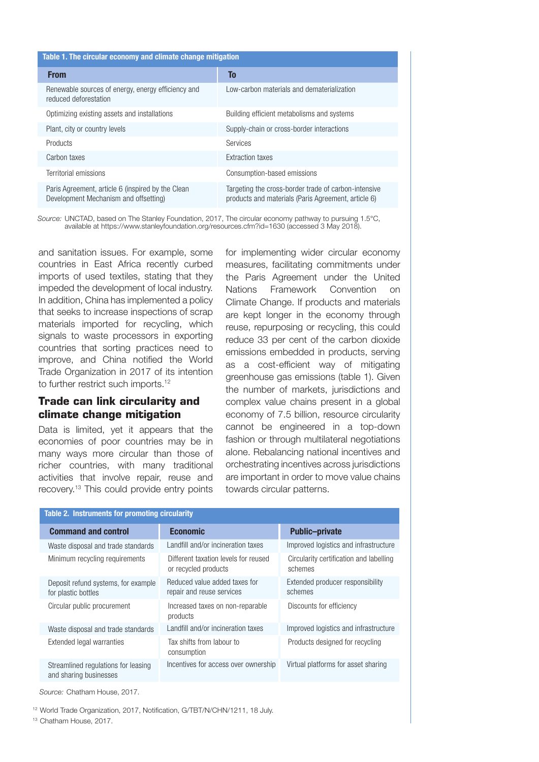**Table 1. The circular economy and climate change mitigation**

| From | To |
|---|---|
| Renewable sources of energy, energy efficiency and reduced deforestation | Low-carbon materials and dematerialization |
| Optimizing existing assets and installations | Building efficient metabolisms and systems |
| Plant, city or country levels | Supply-chain or cross-border interactions |
| Products | Services |
| Carbon taxes | Extraction taxes |
| Territorial emissions | Consumption-based emissions |
| Paris Agreement, article 6 (inspired by the Clean Development Mechanism and offsetting) | Targeting the cross-border trade of carbon-intensive products and materials (Paris Agreement, article 6) |

*Source:* UNCTAD, based on The Stanley Foundation, 2017, The circular economy pathway to pursuing 1.5°C, available at https://www.stanleyfoundation.org/resources.cfm?id=1630 (accessed 3 May 2018).

and sanitation issues. For example, some countries in East Africa recently curbed imports of used textiles, stating that they impeded the development of local industry. In addition, China has implemented a policy that seeks to increase inspections of scrap materials imported for recycling, which signals to waste processors in exporting countries that sorting practices need to improve, and China notified the World Trade Organization in 2017 of its intention to further restrict such imports.[12]

## Trade can link circularity and climate change mitigation

Data is limited, yet it appears that the economies of poor countries may be in many ways more circular than those of richer countries, with many traditional activities that involve repair, reuse and recovery.[13] This could provide entry points for implementing wider circular economy measures, facilitating commitments under the Paris Agreement under the United Nations Framework Convention on Climate Change. If products and materials are kept longer in the economy through reuse, repurposing or recycling, this could reduce 33 per cent of the carbon dioxide emissions embedded in products, serving as a cost-efficient way of mitigating greenhouse gas emissions (table 1). Given the number of markets, jurisdictions and complex value chains present in a global economy of 7.5 billion, resource circularity cannot be engineered in a top-down fashion or through multilateral negotiations alone. Rebalancing national incentives and orchestrating incentives across jurisdictions are important in order to move value chains towards circular patterns.

**Table 2. Instruments for promoting circularity**

| Command and control | Economic | Public–private |
|---|---|---|
| Waste disposal and trade standards | Landfill and/or incineration taxes | Improved logistics and infrastructure |
| Minimum recycling requirements | Different taxation levels for reused or recycled products | Circularity certification and labelling schemes |
| Deposit refund systems, for example for plastic bottles | Reduced value added taxes for repair and reuse services | Extended producer responsibility schemes |
| Circular public procurement | Increased taxes on non-reparable products | Discounts for efficiency |
| Waste disposal and trade standards | Landfill and/or incineration taxes | Improved logistics and infrastructure |
| Extended legal warranties | Tax shifts from labour to consumption | Products designed for recycling |
| Streamlined regulations for leasing and sharing businesses | Incentives for access over ownership | Virtual platforms for asset sharing |

*Source:* Chatham House, 2017.

[12] World Trade Organization, 2017, Notification, G/TBT/N/CHN/1211, 18 July.

[13] Chatham House, 2017.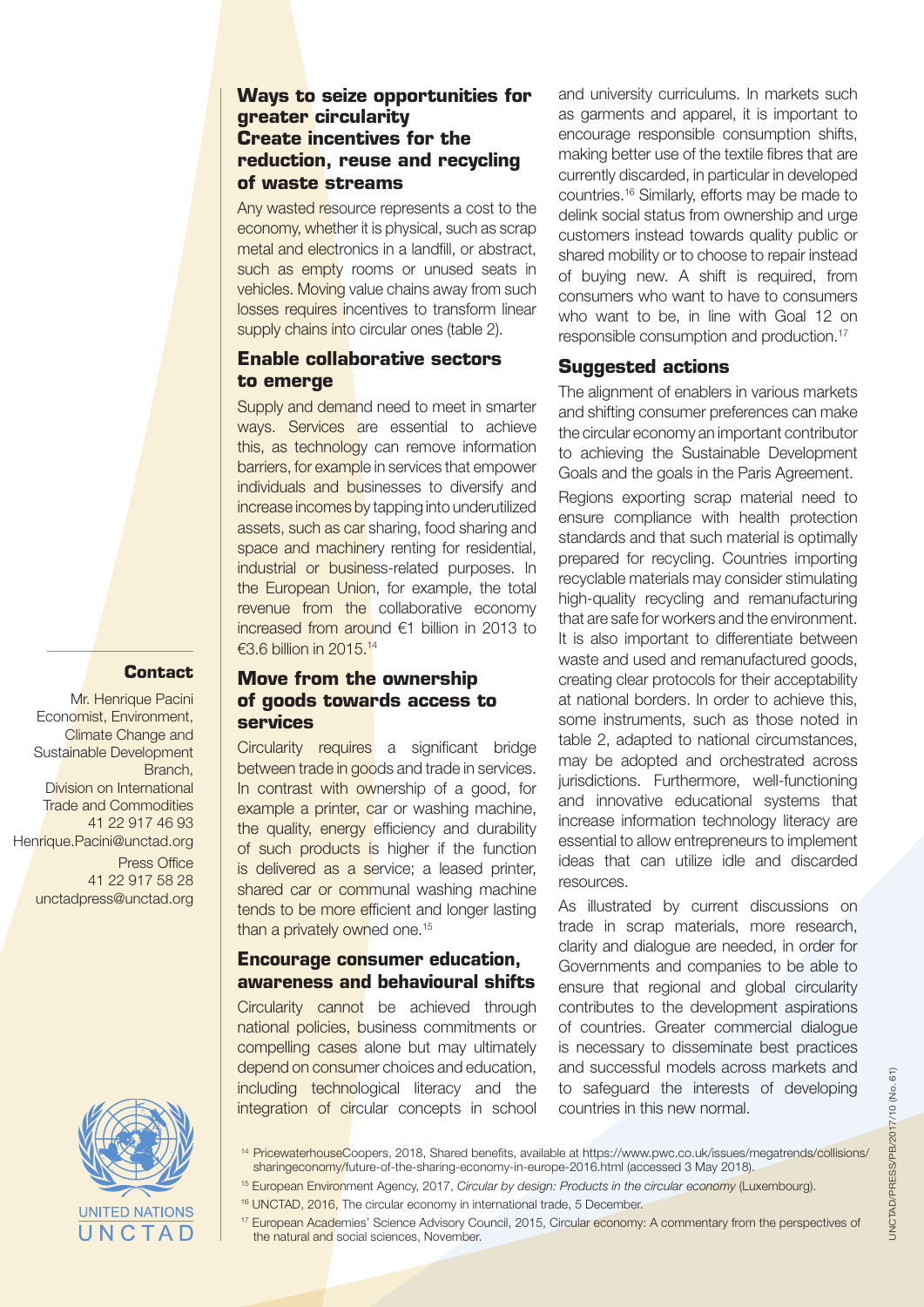## Ways to seize opportunities for greater circularity

### Create incentives for the reduction, reuse and recycling of waste streams

Any wasted resource represents a cost to the economy, whether it is physical, such as scrap metal and electronics in a landfill, or abstract, such as empty rooms or unused seats in vehicles. Moving value chains away from such losses requires incentives to transform linear supply chains into circular ones (table 2).

### Enable collaborative sectors to emerge

Supply and demand need to meet in smarter ways. Services are essential to achieve this, as technology can remove information barriers, for example in services that empower individuals and businesses to diversify and increase incomes by tapping into underutilized assets, such as car sharing, food sharing and space and machinery renting for residential, industrial or business-related purposes. In the European Union, for example, the total revenue from the collaborative economy increased from around €1 billion in 2013 to €3.6 billion in 2015.[14]

### Move from the ownership of goods towards access to services

Circularity requires a significant bridge between trade in goods and trade in services. In contrast with ownership of a good, for example a printer, car or washing machine, the quality, energy efficiency and durability of such products is higher if the function is delivered as a service; a leased printer, shared car or communal washing machine tends to be more efficient and longer lasting than a privately owned one.[15]

### Encourage consumer education, awareness and behavioural shifts

Circularity cannot be achieved through national policies, business commitments or compelling cases alone but may ultimately depend on consumer choices and education, including technological literacy and the integration of circular concepts in school and university curriculums. In markets such as garments and apparel, it is important to encourage responsible consumption shifts, making better use of the textile fibres that are currently discarded, in particular in developed countries.[16] Similarly, efforts may be made to delink social status from ownership and urge customers instead towards quality public or shared mobility or to choose to repair instead of buying new. A shift is required, from consumers who want to have to consumers who want to be, in line with Goal 12 on responsible consumption and production.[17]

## Suggested actions

The alignment of enablers in various markets and shifting consumer preferences can make the circular economy an important contributor to achieving the Sustainable Development Goals and the goals in the Paris Agreement.

Regions exporting scrap material need to ensure compliance with health protection standards and that such material is optimally prepared for recycling. Countries importing recyclable materials may consider stimulating high-quality recycling and remanufacturing that are safe for workers and the environment. It is also important to differentiate between waste and used and remanufactured goods, creating clear protocols for their acceptability at national borders. In order to achieve this, some instruments, such as those noted in table 2, adapted to national circumstances, may be adopted and orchestrated across jurisdictions. Furthermore, well-functioning and innovative educational systems that increase information technology literacy are essential to allow entrepreneurs to implement ideas that can utilize idle and discarded resources.

As illustrated by current discussions on trade in scrap materials, more research, clarity and dialogue are needed, in order for Governments and companies to be able to ensure that regional and global circularity contributes to the development aspirations of countries. Greater commercial dialogue is necessary to disseminate best practices and successful models across markets and to safeguard the interests of developing countries in this new normal.

**Contact**

Mr. Henrique Pacini
Economist, Environment, Climate Change and Sustainable Development Branch,
Division on International Trade and Commodities
41 22 917 46 93
Henrique.Pacini@unctad.org

Press Office
41 22 917 58 28
unctadpress@unctad.org

UNITED NATIONS
UNCTAD

[14] PricewaterhouseCoopers, 2018, Shared benefits, available at https://www.pwc.co.uk/issues/megatrends/collisions/sharingeconomy/future-of-the-sharing-economy-in-europe-2016.html (accessed 3 May 2018).

[15] European Environment Agency, 2017, *Circular by design: Products in the circular economy* (Luxembourg).

[16] UNCTAD, 2016, The circular economy in international trade, 5 December.

[17] European Academies' Science Advisory Council, 2015, Circular economy: A commentary from the perspectives of the natural and social sciences, November.

UNCTAD/PRESS/PB/2017/10 (No. 61)